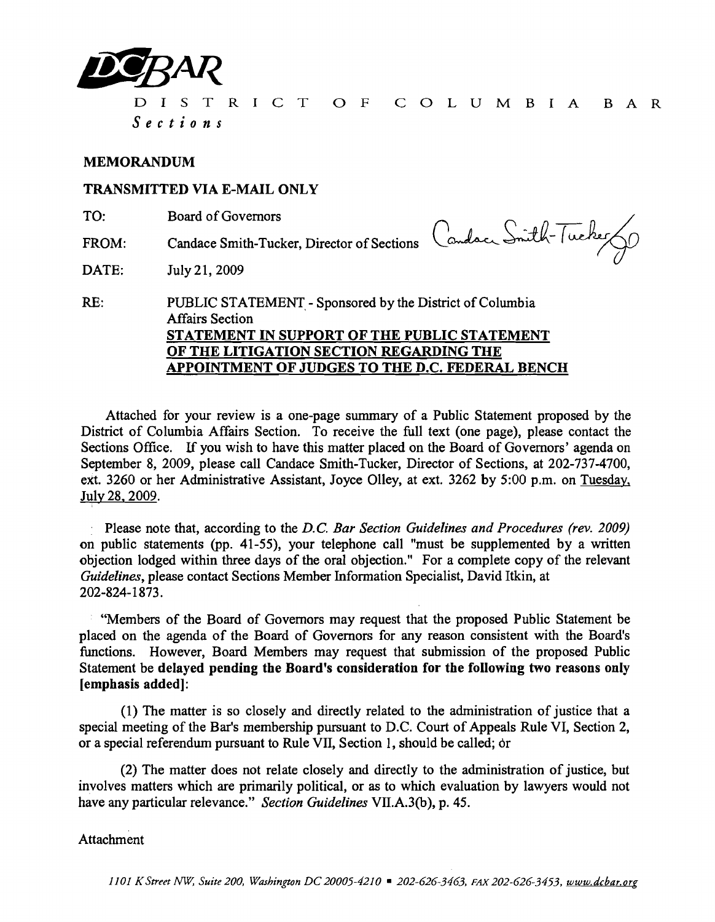DC BAR

DISTRICT OF COLUMBIA BAR

*Sections*

**MEMORANDUM**

**TRANSMITTED VIA E-MAIL ONLY**

TO: Board of Governors

FROM: Candace Smith-Tucker, Director of Sections

DATE: July 21, 2009

RE: PUBLIC STATEMENT - Sponsored by the District of Columbia Affairs Section
**STATEMENT IN SUPPORT OF THE PUBLIC STATEMENT OF THE LITIGATION SECTION REGARDING THE APPOINTMENT OF JUDGES TO THE D.C. FEDERAL BENCH**

Attached for your review is a one-page summary of a Public Statement proposed by the District of Columbia Affairs Section. To receive the full text (one page), please contact the Sections Office. If you wish to have this matter placed on the Board of Governors' agenda on September 8, 2009, please call Candace Smith-Tucker, Director of Sections, at 202-737-4700, ext. 3260 or her Administrative Assistant, Joyce Olley, at ext. 3262 by 5:00 p.m. on Tuesday, July 28, 2009.

Please note that, according to the *D.C. Bar Section Guidelines and Procedures (rev. 2009)* on public statements (pp. 41-55), your telephone call "must be supplemented by a written objection lodged within three days of the oral objection." For a complete copy of the relevant *Guidelines*, please contact Sections Member Information Specialist, David Itkin, at 202-824-1873.

"Members of the Board of Governors may request that the proposed Public Statement be placed on the agenda of the Board of Governors for any reason consistent with the Board's functions. However, Board Members may request that submission of the proposed Public Statement be **delayed pending the Board's consideration for the following two reasons only [emphasis added]**:

(1) The matter is so closely and directly related to the administration of justice that a special meeting of the Bar's membership pursuant to D.C. Court of Appeals Rule VI, Section 2, or a special referendum pursuant to Rule VII, Section 1, should be called; or

(2) The matter does not relate closely and directly to the administration of justice, but involves matters which are primarily political, or as to which evaluation by lawyers would not have any particular relevance." *Section Guidelines* VII.A.3(b), p. 45.

Attachment

*1101 K Street NW, Suite 200, Washington DC 20005-4210 ▪ 202-626-3463, FAX 202-626-3453, www.dcbar.org*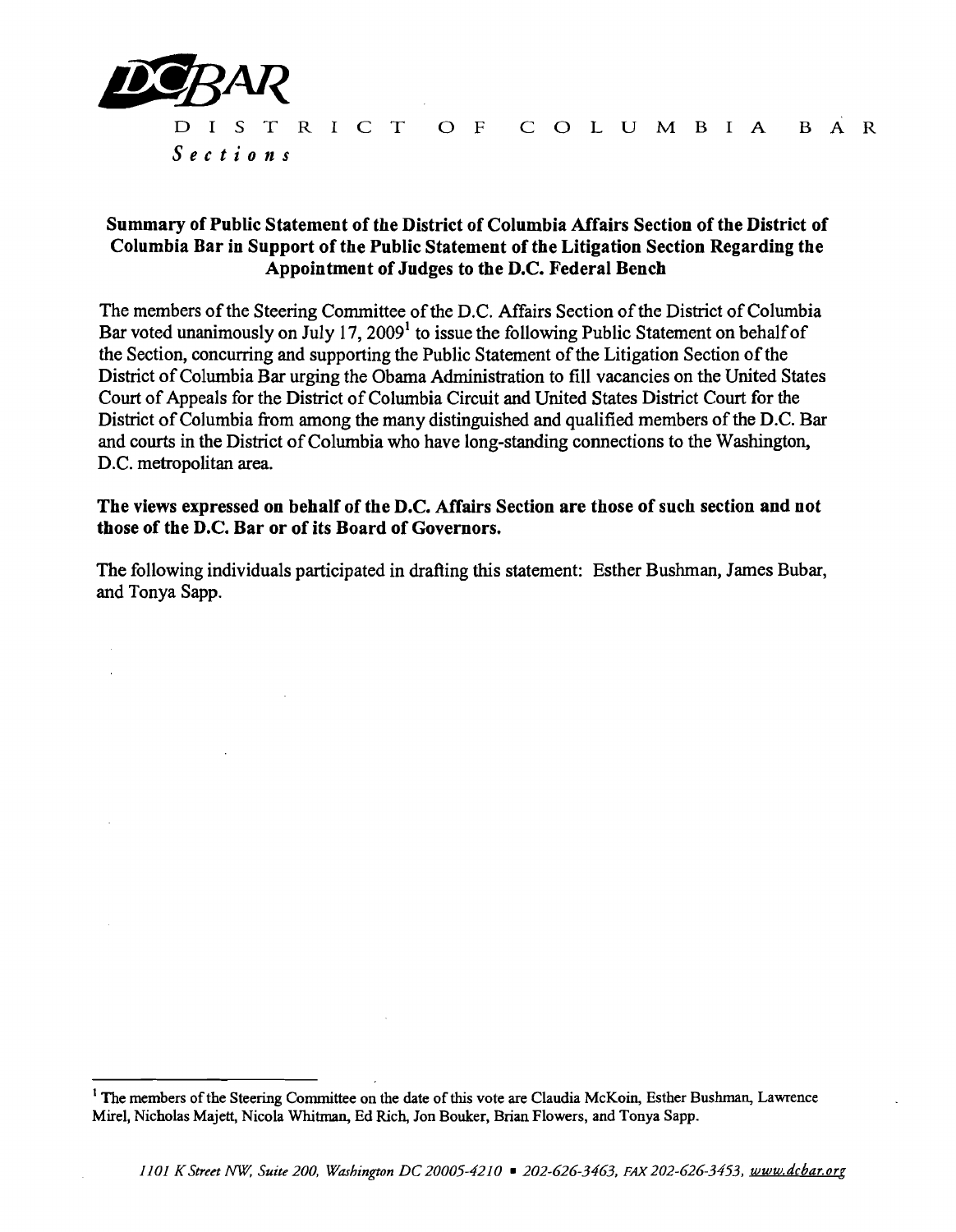# DC BAR

DISTRICT OF COLUMBIA BAR

*Sections*

**Summary of Public Statement of the District of Columbia Affairs Section of the District of Columbia Bar in Support of the Public Statement of the Litigation Section Regarding the Appointment of Judges to the D.C. Federal Bench**

The members of the Steering Committee of the D.C. Affairs Section of the District of Columbia Bar voted unanimously on July 17, 2009[1] to issue the following Public Statement on behalf of the Section, concurring and supporting the Public Statement of the Litigation Section of the District of Columbia Bar urging the Obama Administration to fill vacancies on the United States Court of Appeals for the District of Columbia Circuit and United States District Court for the District of Columbia from among the many distinguished and qualified members of the D.C. Bar and courts in the District of Columbia who have long-standing connections to the Washington, D.C. metropolitan area.

**The views expressed on behalf of the D.C. Affairs Section are those of such section and not those of the D.C. Bar or of its Board of Governors.**

The following individuals participated in drafting this statement: Esther Bushman, James Bubar, and Tonya Sapp.

[1] The members of the Steering Committee on the date of this vote are Claudia McKoin, Esther Bushman, Lawrence Mirel, Nicholas Majett, Nicola Whitman, Ed Rich, Jon Bouker, Brian Flowers, and Tonya Sapp.

*1101 K Street NW, Suite 200, Washington DC 20005-4210 ▪ 202-626-3463, FAX 202-626-3453, www.dcbar.org*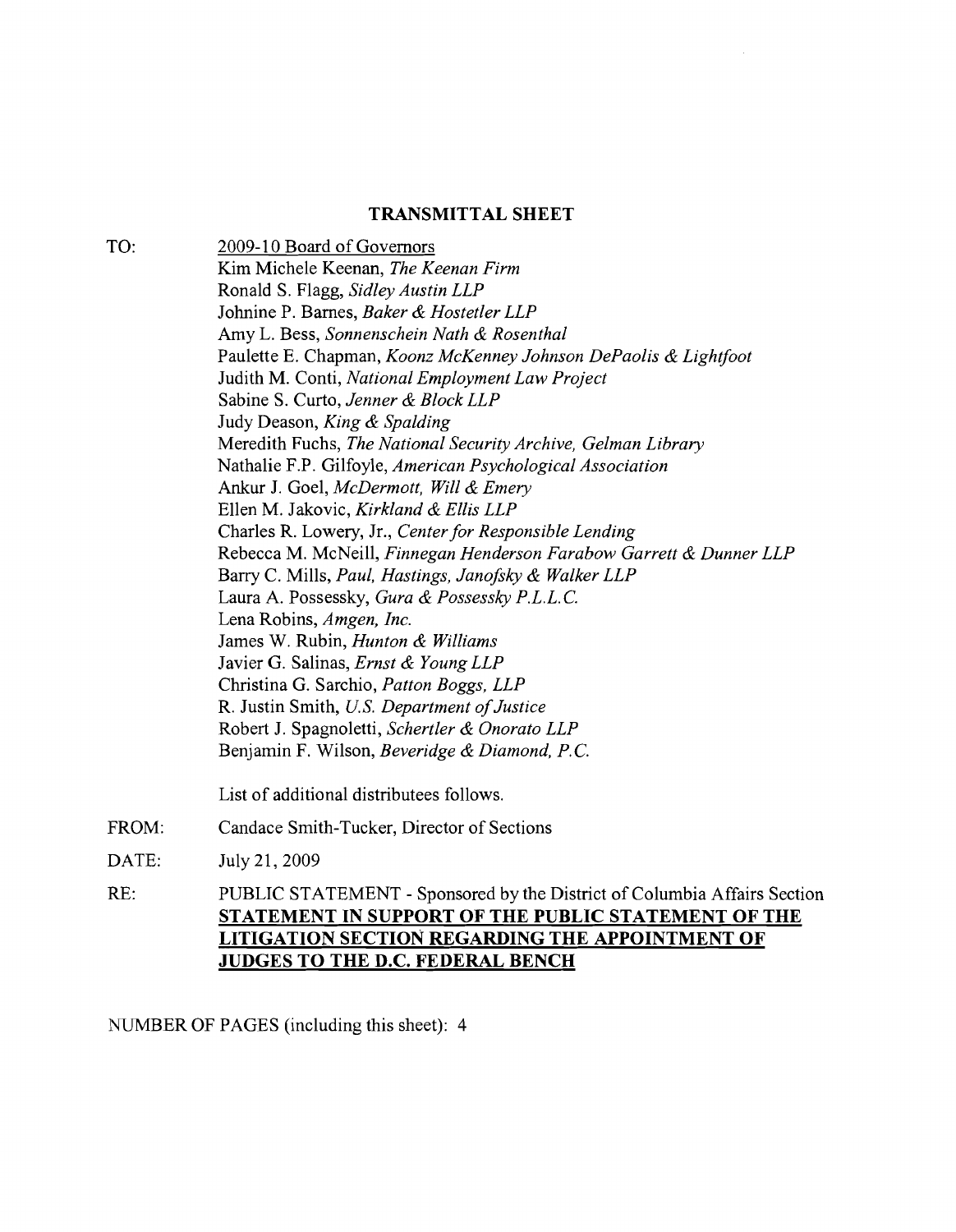## TRANSMITTAL SHEET

TO: 2009-10 Board of Governors

Kim Michele Keenan, *The Keenan Firm*
Ronald S. Flagg, *Sidley Austin LLP*
Johnine P. Barnes, *Baker & Hostetler LLP*
Amy L. Bess, *Sonnenschein Nath & Rosenthal*
Paulette E. Chapman, *Koonz McKenney Johnson DePaolis & Lightfoot*
Judith M. Conti, *National Employment Law Project*
Sabine S. Curto, *Jenner & Block LLP*
Judy Deason, *King & Spalding*
Meredith Fuchs, *The National Security Archive, Gelman Library*
Nathalie F.P. Gilfoyle, *American Psychological Association*
Ankur J. Goel, *McDermott, Will & Emery*
Ellen M. Jakovic, *Kirkland & Ellis LLP*
Charles R. Lowery, Jr., *Center for Responsible Lending*
Rebecca M. McNeill, *Finnegan Henderson Farabow Garrett & Dunner LLP*
Barry C. Mills, *Paul, Hastings, Janofsky & Walker LLP*
Laura A. Possessky, *Gura & Possessky P.L.L.C.*
Lena Robins, *Amgen, Inc.*
James W. Rubin, *Hunton & Williams*
Javier G. Salinas, *Ernst & Young LLP*
Christina G. Sarchio, *Patton Boggs, LLP*
R. Justin Smith, *U.S. Department of Justice*
Robert J. Spagnoletti, *Schertler & Onorato LLP*
Benjamin F. Wilson, *Beveridge & Diamond, P.C.*

List of additional distributees follows.

FROM: Candace Smith-Tucker, Director of Sections

DATE: July 21, 2009

RE: PUBLIC STATEMENT - Sponsored by the District of Columbia Affairs Section **STATEMENT IN SUPPORT OF THE PUBLIC STATEMENT OF THE LITIGATION SECTION REGARDING THE APPOINTMENT OF JUDGES TO THE D.C. FEDERAL BENCH**

NUMBER OF PAGES (including this sheet): 4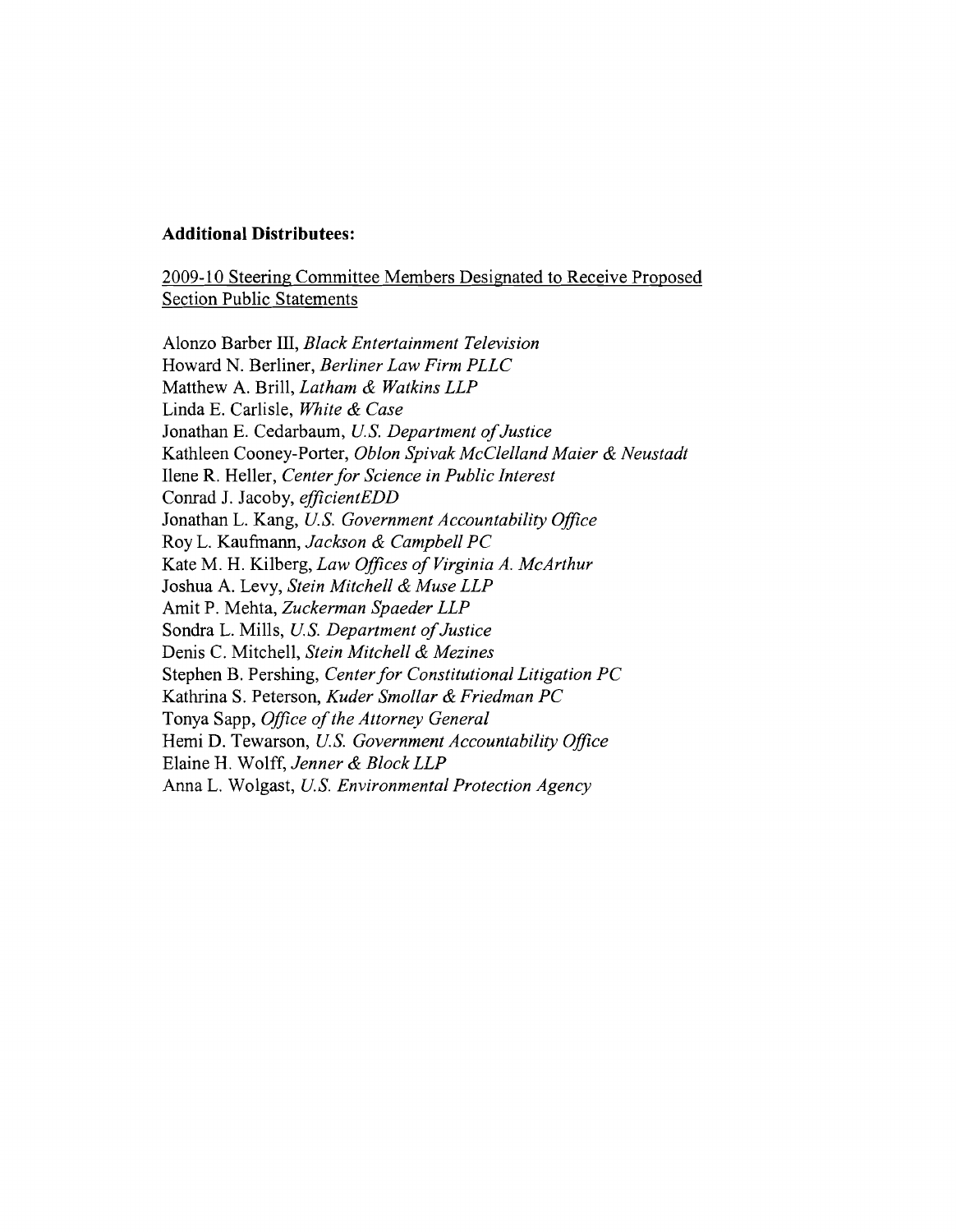**Additional Distributees:**

2009-10 Steering Committee Members Designated to Receive Proposed Section Public Statements

Alonzo Barber III, *Black Entertainment Television*
Howard N. Berliner, *Berliner Law Firm PLLC*
Matthew A. Brill, *Latham & Watkins LLP*
Linda E. Carlisle, *White & Case*
Jonathan E. Cedarbaum, *U.S. Department of Justice*
Kathleen Cooney-Porter, *Oblon Spivak McClelland Maier & Neustadt*
Ilene R. Heller, *Center for Science in Public Interest*
Conrad J. Jacoby, *efficientEDD*
Jonathan L. Kang, *U.S. Government Accountability Office*
Roy L. Kaufmann, *Jackson & Campbell PC*
Kate M. H. Kilberg, *Law Offices of Virginia A. McArthur*
Joshua A. Levy, *Stein Mitchell & Muse LLP*
Amit P. Mehta, *Zuckerman Spaeder LLP*
Sondra L. Mills, *U.S. Department of Justice*
Denis C. Mitchell, *Stein Mitchell & Mezines*
Stephen B. Pershing, *Center for Constitutional Litigation PC*
Kathrina S. Peterson, *Kuder Smollar & Friedman PC*
Tonya Sapp, *Office of the Attorney General*
Hemi D. Tewarson, *U.S. Government Accountability Office*
Elaine H. Wolff, *Jenner & Block LLP*
Anna L. Wolgast, *U.S. Environmental Protection Agency*